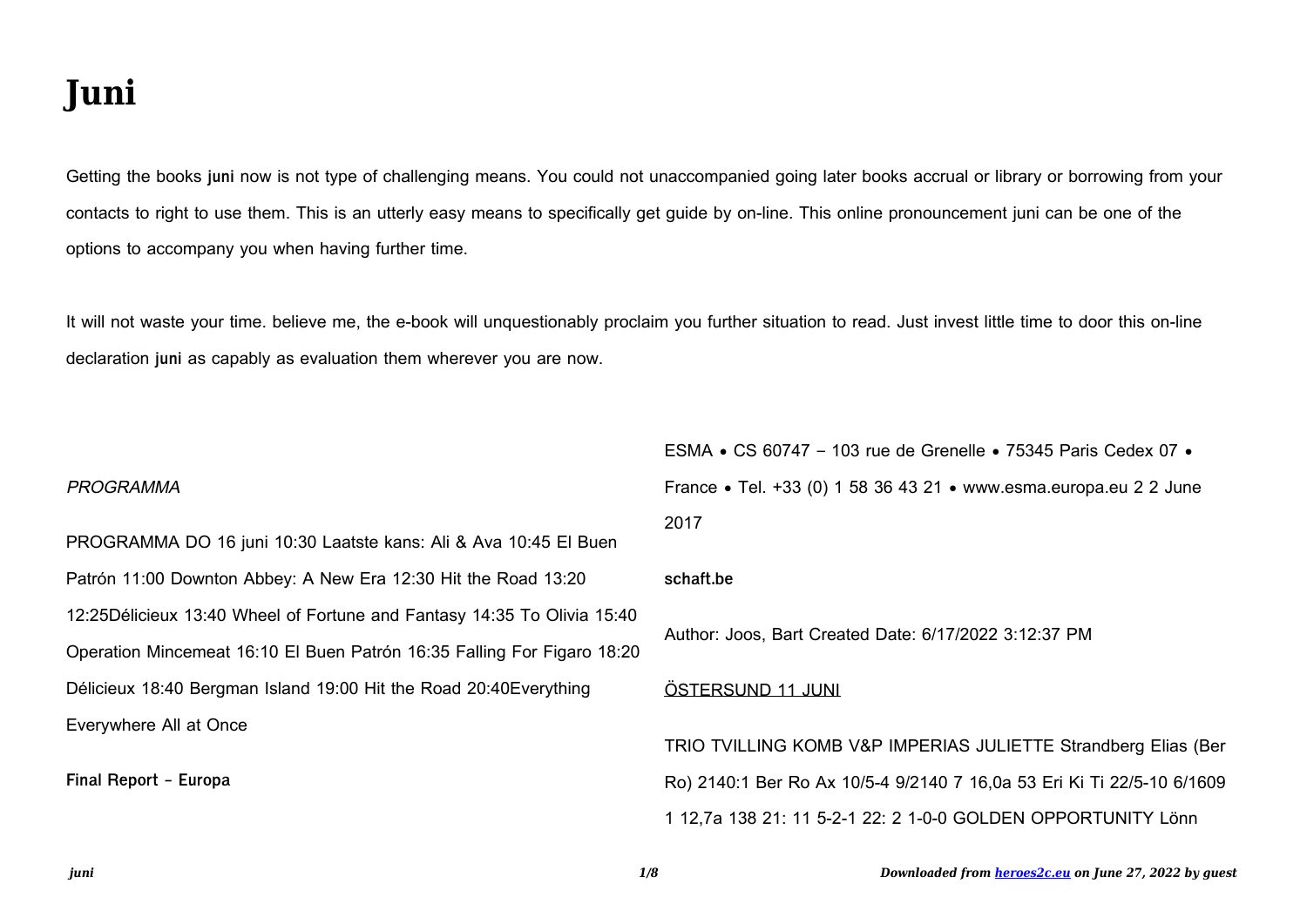# Juni

Getting the books **juni** now is not type of challenging means. You could not unaccompanied going later books accrual or library or borrowing from your contacts to right to use them. This is an utterly easy means to specifically get guide by on-line. This online pronouncement juni can be one of the options to accompany you when having further time.

It will not waste your time. believe me, the e-book will unquestionably proclaim you further situation to read. Just invest little time to door this on-line declaration **juni** as capably as evaluation them wherever you are now.

*PROGRAMMA*

PROGRAMMA DO 16 juni 10:30 Laatste kans: Ali & Ava 10:45 El Buen Patrón 11:00 Downton Abbey: A New Era 12:30 Hit the Road 13:20 12:25Délicieux 13:40 Wheel of Fortune and Fantasy 14:35 To Olivia 15:40 Operation Mincemeat 16:10 El Buen Patrón 16:35 Falling For Figaro 18:20 Délicieux 18:40 Bergman Island 19:00 Hit the Road 20:40Everything Everywhere All at Once

**Final Report - Europa**

ESMA • CS 60747 – 103 rue de Grenelle • 75345 Paris Cedex 07 • France • Tel. +33 (0) 1 58 36 43 21 • www.esma.europa.eu 2 2 June 2017

**schaft.be**

Author: Joos, Bart Created Date: 6/17/2022 3:12:37 PM

ÖSTERSUND 11 JUNI

TRIO TVILLING KOMB V&P IMPERIAS JULIETTE Strandberg Elias (Ber Ro) 2140:1 Ber Ro Ax 10/5-4 9/2140 7 16,0a 53 Eri Ki Ti 22/5-10 6/1609 1 12,7a 138 21: 11 5-2-1 22: 2 1-0-0 GOLDEN OPPORTUNITY Lönn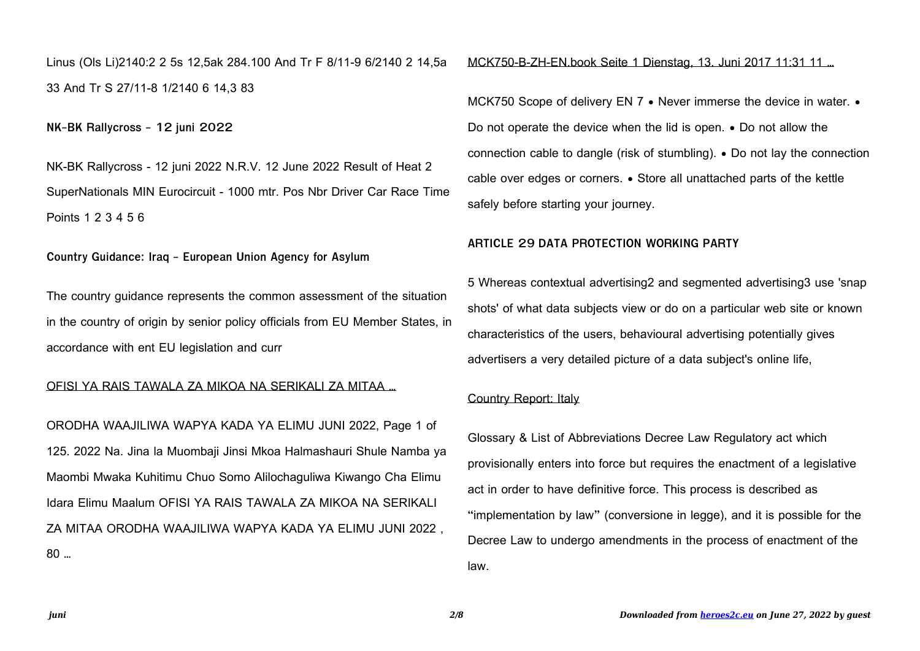Linus (Ols Li)2140:2 2 5s 12,5ak 284.100 And Tr F 8/11-9 6/2140 2 14,5a 33 And Tr S 27/11-8 1/2140 6 14,3 83

### NK-BK Rallycross - 12 juni 2022

NK-BK Rallycross - 12 juni 2022 N.R.V. 12 June 2022 Result of Heat 2 SuperNationals MIN Eurocircuit - 1000 mtr. Pos Nbr Driver Car Race Time Points 1 2 3 4 5 6

### Country Guidance: Iraq - European Union Agency for Asylum

The country guidance represents the common assessment of the situation in the country of origin by senior policy officials from EU Member States, in accordance with ent EU legislation and curr

### OFISI YA RAIS TAWALA ZA MIKOA NA SERIKALI ZA MITAA …

ORODHA WAAJILIWA WAPYA KADA YA ELIMU JUNI 2022, Page 1 of 125. 2022 Na. Jina la Muombaji Jinsi Mkoa Halmashauri Shule Namba ya Maombi Mwaka Kuhitimu Chuo Somo Alilochaguliwa Kiwango Cha Elimu Idara Elimu Maalum OFISI YA RAIS TAWALA ZA MIKOA NA SERIKALI ZA MITAA ORODHA WAAJILIWA WAPYA KADA YA ELIMU JUNI 2022 , 80 …

### MCK750-B-ZH-EN.book Seite 1 Dienstag, 13. Juni 2017 11:31 11 …

MCK750 Scope of delivery EN 7 • Never immerse the device in water. • Do not operate the device when the lid is open. • Do not allow the connection cable to dangle (risk of stumbling). • Do not lay the connection cable over edges or corners. • Store all unattached parts of the kettle safely before starting your journey.

### ARTICLE 29 DATA PROTECTION WORKING PARTY

5 Whereas contextual advertising2 and segmented advertising3 use 'snap shots' of what data subjects view or do on a particular web site or known characteristics of the users, behavioural advertising potentially gives advertisers a very detailed picture of a data subject's online life,

### Country Report: Italy

Glossary & List of Abbreviations Decree Law Regulatory act which provisionally enters into force but requires the enactment of a legislative act in order to have definitive force. This process is described as "implementation by law" (conversione in legge), and it is possible for the Decree Law to undergo amendments in the process of enactment of the law.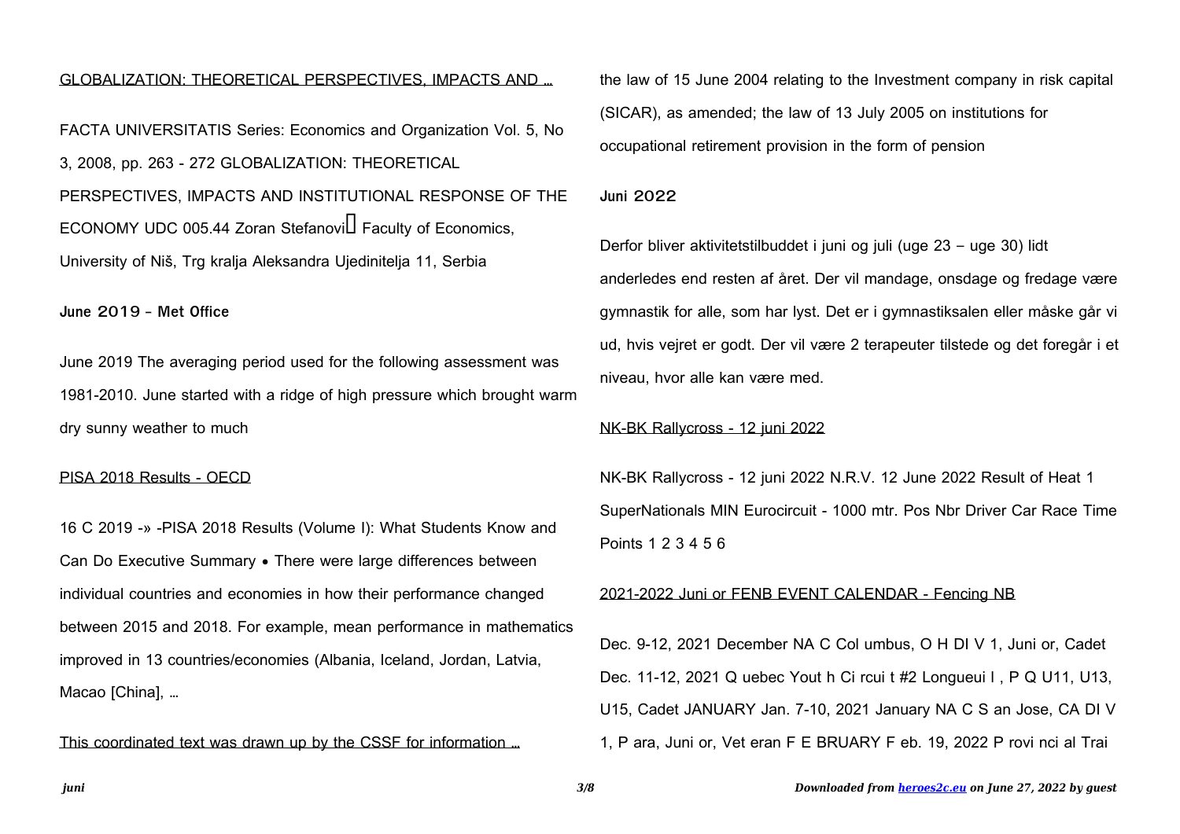GLOBALIZATION: THEORETICAL PERSPECTIVES, IMPACTS AND …

FACTA UNIVERSITATIS Series: Economics and Organization Vol. 5, No 3, 2008, pp. 263 - 272 GLOBALIZATION: THEORETICAL PERSPECTIVES, IMPACTS AND INSTITUTIONAL RESPONSE OF THE ECONOMY UDC 005.44 Zoran Stefanovi Faculty of Economics, University of Niš, Trg kralja Aleksandra Ujedinitelja 11, Serbia

**June 2019 - Met Office**

June 2019 The averaging period used for the following assessment was 1981-2010. June started with a ridge of high pressure which brought warm dry sunny weather to much

PISA 2018 Results - OECD

16 C 2019 -» -PISA 2018 Results (Volume I): What Students Know and Can Do Executive Summary • There were large differences between individual countries and economies in how their performance changed between 2015 and 2018. For example, mean performance in mathematics improved in 13 countries/economies (Albania, Iceland, Jordan, Latvia, Macao [China], …

This coordinated text was drawn up by the CSSF for information …

the law of 15 June 2004 relating to the Investment company in risk capital (SICAR), as amended; the law of 13 July 2005 on institutions for occupational retirement provision in the form of pension

**Juni 2022**

Derfor bliver aktivitetstilbuddet i juni og juli (uge 23 – uge 30) lidt anderledes end resten af året. Der vil mandage, onsdage og fredage være gymnastik for alle, som har lyst. Det er i gymnastiksalen eller måske går vi ud, hvis vejret er godt. Der vil være 2 terapeuter tilstede og det foregår i et niveau, hvor alle kan være med.

NK-BK Rallycross - 12 juni 2022

NK-BK Rallycross - 12 juni 2022 N.R.V. 12 June 2022 Result of Heat 1 SuperNationals MIN Eurocircuit - 1000 mtr. Pos Nbr Driver Car Race Time Points 1 2 3 4 5 6

2021-2022 Juni or FENB EVENT CALENDAR - Fencing NB

Dec. 9-12, 2021 December NA C Col umbus, O H DI V 1, Juni or, Cadet Dec. 11-12, 2021 Q uebec Yout h Ci rcui t #2 Longueui l , P Q U11, U13, U15, Cadet JANUARY Jan. 7-10, 2021 January NA C S an Jose, CA DI V 1, P ara, Juni or, Vet eran F E BRUARY F eb. 19, 2022 P rovi nci al Trai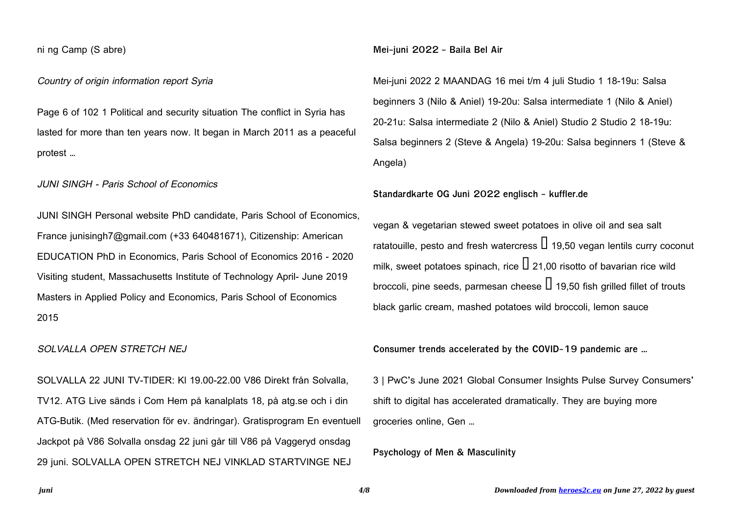ni ng Camp (S abre)

*Country of origin information report Syria*

Page 6 of 102 1 Political and security situation The conflict in Syria has lasted for more than ten years now. It began in March 2011 as a peaceful protest …

*JUNI SINGH - Paris School of Economics*

JUNI SINGH Personal website PhD candidate, Paris School of Economics, France junisingh7@gmail.com (+33 640481671), Citizenship: American EDUCATION PhD in Economics, Paris School of Economics 2016 - 2020 Visiting student, Massachusetts Institute of Technology April- June 2019 Masters in Applied Policy and Economics, Paris School of Economics 2015

*SOLVALLA OPEN STRETCH NEJ*

SOLVALLA 22 JUNI TV-TIDER: Kl 19.00-22.00 V86 Direkt från Solvalla, TV12. ATG Live sänds i Com Hem på kanalplats 18, på atg.se och i din ATG-Butik. (Med reservation för ev. ändringar). Gratisprogram En eventuell Jackpot på V86 Solvalla onsdag 22 juni går till V86 på Vaggeryd onsdag 29 juni. SOLVALLA OPEN STRETCH NEJ VINKLAD STARTVINGE NEJ

**Mei-juni 2022 - Baila Bel Air**

Mei-juni 2022 2 MAANDAG 16 mei t/m 4 juli Studio 1 18-19u: Salsa beginners 3 (Nilo & Aniel) 19-20u: Salsa intermediate 1 (Nilo & Aniel) 20-21u: Salsa intermediate 2 (Nilo & Aniel) Studio 2 Studio 2 18-19u: Salsa beginners 2 (Steve & Angela) 19-20u: Salsa beginners 1 (Steve & Angela)

**Standardkarte OG Juni 2022 englisch - kuffler.de**

vegan & vegetarian stewed sweet potatoes in olive oil and sea salt ratatouille, pesto and fresh watercress  19,50 vegan lentils curry coconut milk, sweet potatoes spinach, rice  21,00 risotto of bavarian rice wild broccoli, pine seeds, parmesan cheese  19,50 fish grilled fillet of trouts black garlic cream, mashed potatoes wild broccoli, lemon sauce

**Consumer trends accelerated by the COVID-19 pandemic are …**

3 | PwC's June 2021 Global Consumer Insights Pulse Survey Consumers' shift to digital has accelerated dramatically. They are buying more groceries online, Gen …

**Psychology of Men & Masculinity**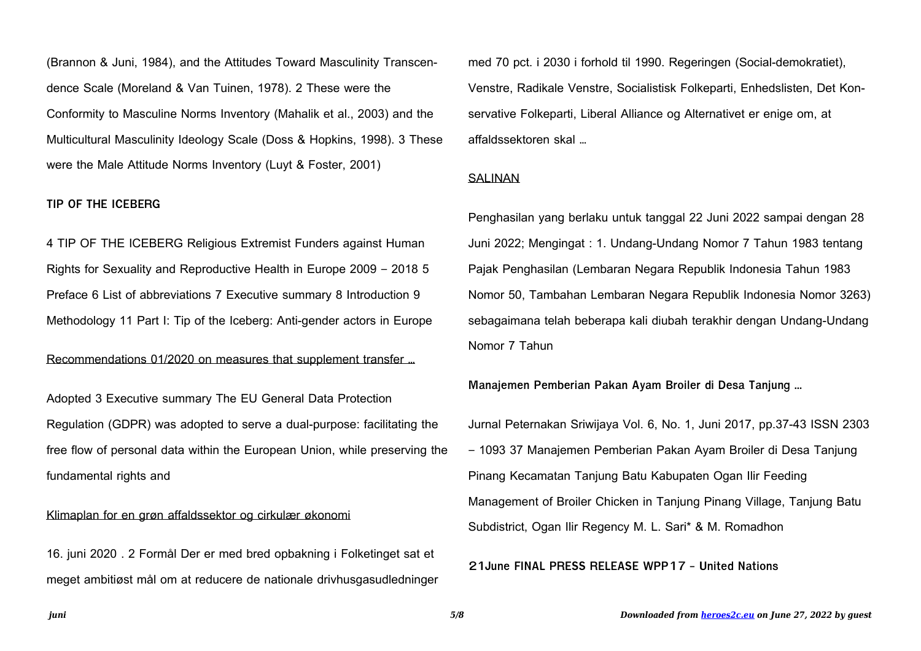(Brannon & Juni, 1984), and the Attitudes Toward Masculinity Transcendence Scale (Moreland & Van Tuinen, 1978). 2 These were the Conformity to Masculine Norms Inventory (Mahalik et al., 2003) and the Multicultural Masculinity Ideology Scale (Doss & Hopkins, 1998). 3 These were the Male Attitude Norms Inventory (Luyt & Foster, 2001)

**TIP OF THE ICEBERG**

4 TIP OF THE ICEBERG Religious Extremist Funders against Human Rights for Sexuality and Reproductive Health in Europe 2009 – 2018 5 Preface 6 List of abbreviations 7 Executive summary 8 Introduction 9 Methodology 11 Part I: Tip of the Iceberg: Anti-gender actors in Europe

Recommendations 01/2020 on measures that supplement transfer …

Adopted 3 Executive summary The EU General Data Protection Regulation (GDPR) was adopted to serve a dual-purpose: facilitating the free flow of personal data within the European Union, while preserving the fundamental rights and

Klimaplan for en grøn affaldssektor og cirkulær økonomi

16. juni 2020 . 2 Formål Der er med bred opbakning i Folketinget sat et meget ambitiøst mål om at reducere de nationale drivhusgasudledninger med 70 pct. i 2030 i forhold til 1990. Regeringen (Social-demokratiet), Venstre, Radikale Venstre, Socialistisk Folkeparti, Enhedslisten, Det Konservative Folkeparti, Liberal Alliance og Alternativet er enige om, at affaldssektoren skal …

SALINAN

Penghasilan yang berlaku untuk tanggal 22 Juni 2022 sampai dengan 28 Juni 2022; Mengingat : 1. Undang-Undang Nomor 7 Tahun 1983 tentang Pajak Penghasilan (Lembaran Negara Republik Indonesia Tahun 1983 Nomor 50, Tambahan Lembaran Negara Republik Indonesia Nomor 3263) sebagaimana telah beberapa kali diubah terakhir dengan Undang-Undang Nomor 7 Tahun

**Manajemen Pemberian Pakan Ayam Broiler di Desa Tanjung …**

Jurnal Peternakan Sriwijaya Vol. 6, No. 1, Juni 2017, pp.37-43 ISSN 2303 – 1093 37 Manajemen Pemberian Pakan Ayam Broiler di Desa Tanjung Pinang Kecamatan Tanjung Batu Kabupaten Ogan Ilir Feeding Management of Broiler Chicken in Tanjung Pinang Village, Tanjung Batu Subdistrict, Ogan Ilir Regency M. L. Sari* & M. Romadhon

**21June FINAL PRESS RELEASE WPP17 - United Nations**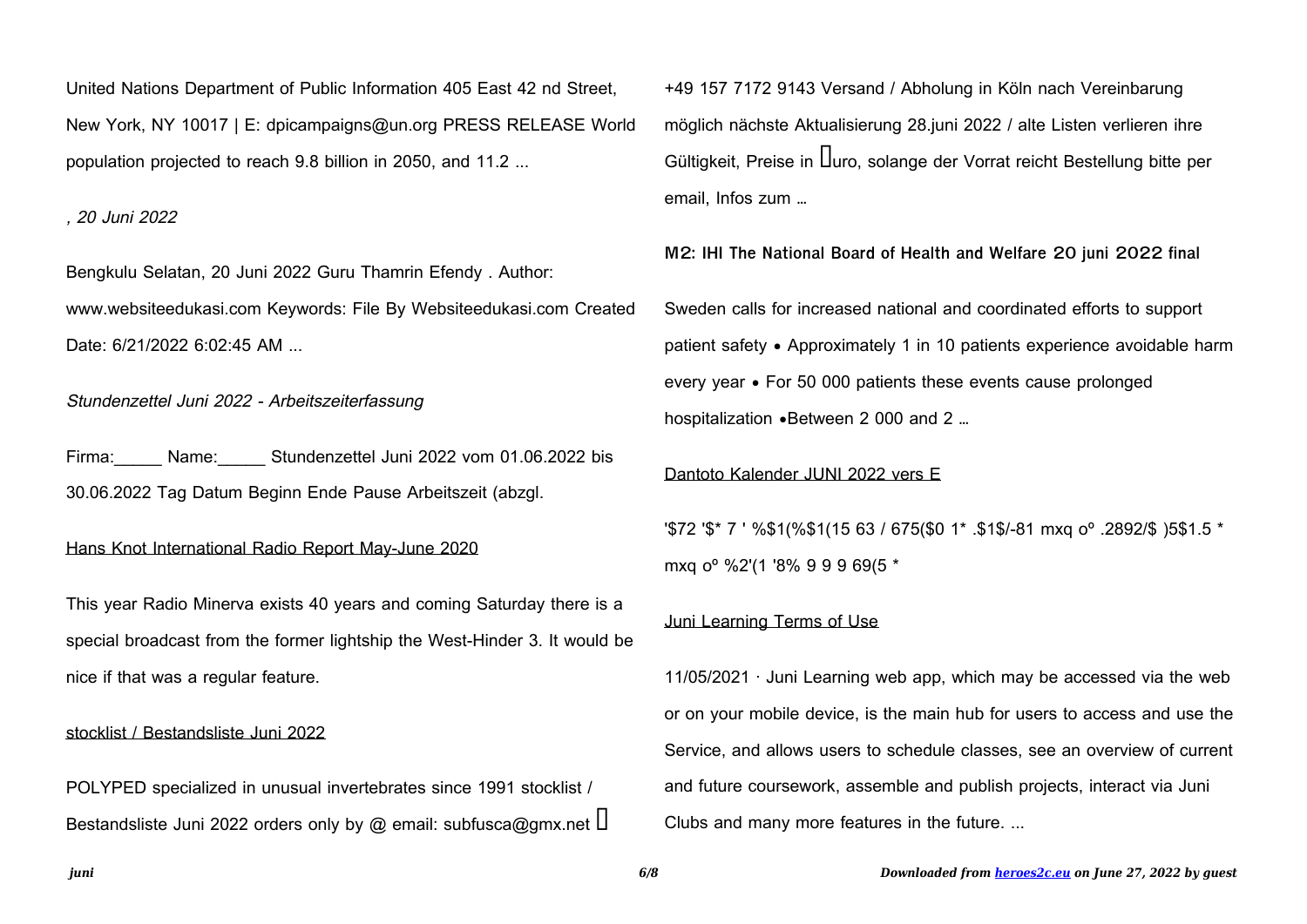United Nations Department of Public Information 405 East 42 nd Street, New York, NY 10017 | E: dpicampaigns@un.org PRESS RELEASE World population projected to reach 9.8 billion in 2050, and 11.2 ...

*, 20 Juni 2022*

Bengkulu Selatan, 20 Juni 2022 Guru Thamrin Efendy . Author: www.websiteedukasi.com Keywords: File By Websiteedukasi.com Created Date: 6/21/2022 6:02:45 AM ...

*Stundenzettel Juni 2022 - Arbeitszeiterfassung*

Firma:_____ Name:_____ Stundenzettel Juni 2022 vom 01.06.2022 bis 30.06.2022 Tag Datum Beginn Ende Pause Arbeitszeit (abzgl.

Hans Knot International Radio Report May-June 2020

This year Radio Minerva exists 40 years and coming Saturday there is a special broadcast from the former lightship the West-Hinder 3. It would be nice if that was a regular feature.

stocklist / Bestandsliste Juni 2022

POLYPED specialized in unusual invertebrates since 1991 stocklist / Bestandsliste Juni 2022 orders only by @ email: subfusca@gmx.net  +49 157 7172 9143 Versand / Abholung in Köln nach Vereinbarung möglich nächste Aktualisierung 28.juni 2022 / alte Listen verlieren ihre Gültigkeit, Preise in uro, solange der Vorrat reicht Bestellung bitte per email, Infos zum …

**M2: IHI The National Board of Health and Welfare 20 juni 2022 final**

Sweden calls for increased national and coordinated efforts to support patient safety • Approximately 1 in 10 patients experience avoidable harm every year • For 50 000 patients these events cause prolonged hospitalization •Between 2 000 and 2 …

Dantoto Kalender JUNI 2022 vers E

'$72 '$* 7 ' %$1(%$1(15 63 / 675($0 1* .$1$/-81 mxq oº .2892/$ )5$1.5 * mxq oº %2'(1 '8% 9 9 9 69(5 *

Juni Learning Terms of Use

11/05/2021 · Juni Learning web app, which may be accessed via the web or on your mobile device, is the main hub for users to access and use the Service, and allows users to schedule classes, see an overview of current and future coursework, assemble and publish projects, interact via Juni Clubs and many more features in the future. ...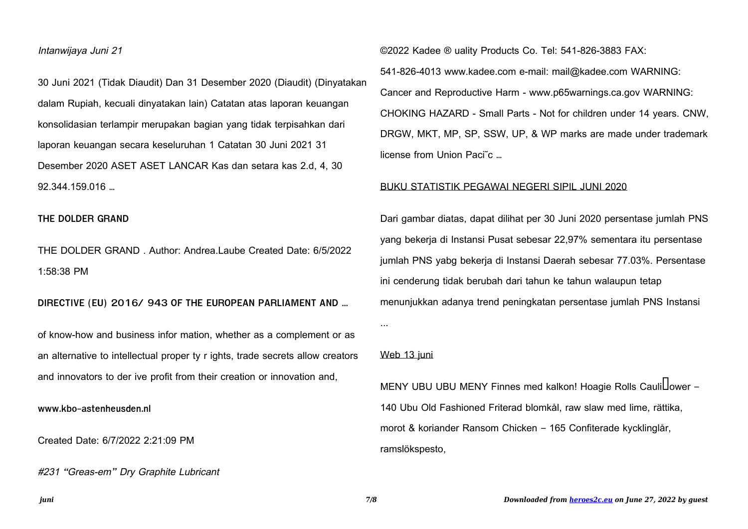*Intanwijaya Juni 21*

30 Juni 2021 (Tidak Diaudit) Dan 31 Desember 2020 (Diaudit) (Dinyatakan dalam Rupiah, kecuali dinyatakan lain) Catatan atas laporan keuangan konsolidasian terlampir merupakan bagian yang tidak terpisahkan dari laporan keuangan secara keseluruhan 1 Catatan 30 Juni 2021 31 Desember 2020 ASET ASET LANCAR Kas dan setara kas 2.d, 4, 30 92.344.159.016 …

**THE DOLDER GRAND**

THE DOLDER GRAND . Author: Andrea.Laube Created Date: 6/5/2022 1:58:38 PM

**DIRECTIVE (EU) 2016/ 943 OF THE EUROPEAN PARLIAMENT AND …**

of know-how and business infor mation, whether as a complement or as an alternative to intellectual proper ty r ights, trade secrets allow creators and innovators to der ive profit from their creation or innovation and,

**www.kbo-astenheusden.nl**

Created Date: 6/7/2022 2:21:09 PM

*#231 "Greas-em" Dry Graphite Lubricant*

©2022 Kadee ® uality Products Co. Tel: 541-826-3883 FAX: 541-826-4013 www.kadee.com e-mail: mail@kadee.com WARNING: Cancer and Reproductive Harm - www.p65warnings.ca.gov WARNING: CHOKING HAZARD - Small Parts - Not for children under 14 years. CNW, DRGW, MKT, MP, SP, SSW, UP, & WP marks are made under trademark license from Union Paci˜c …

BUKU STATISTIK PEGAWAI NEGERI SIPIL JUNI 2020

Dari gambar diatas, dapat dilihat per 30 Juni 2020 persentase jumlah PNS yang bekerja di Instansi Pusat sebesar 22,97% sementara itu persentase jumlah PNS yabg bekerja di Instansi Daerah sebesar 77.03%. Persentase ini cenderung tidak berubah dari tahun ke tahun walaupun tetap menunjukkan adanya trend peningkatan persentase jumlah PNS Instansi ...

Web 13 juni

MENY UBU UBU MENY Finnes med kalkon! Hoagie Rolls Cauliower – 140 Ubu Old Fashioned Friterad blomkål, raw slaw med lime, rättika, morot & koriander Ransom Chicken – 165 Confiterade kycklinglår, ramslökspesto,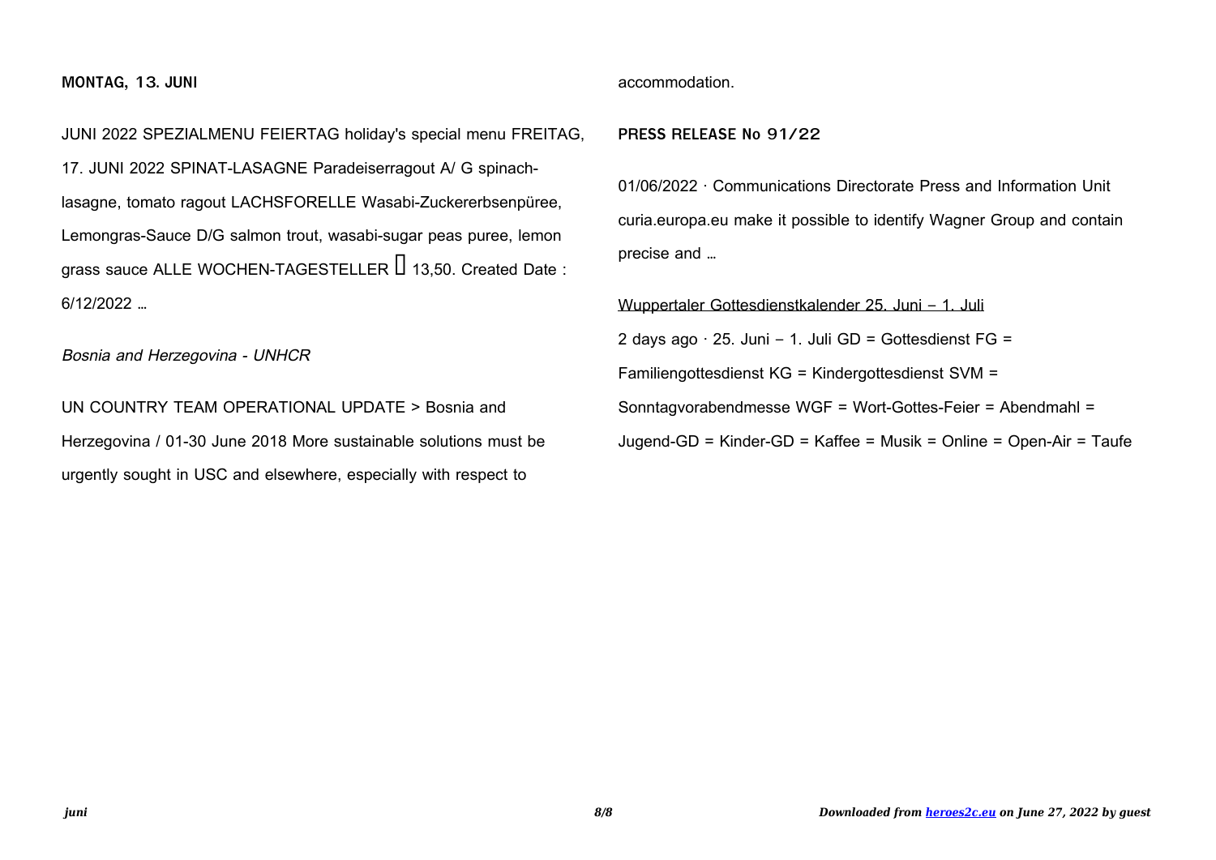**MONTAG, 13. JUNI**

JUNI 2022 SPEZIALMENU FEIERTAG holiday's special menu FREITAG, 17. JUNI 2022 SPINAT-LASAGNE Paradeiserragout A/ G spinach-lasagne, tomato ragout LACHSFORELLE Wasabi-Zuckererbsenpüree, Lemongras-Sauce D/G salmon trout, wasabi-sugar peas puree, lemon grass sauce ALLE WOCHEN-TAGESTELLER  13,50. Created Date : 6/12/2022 …

*Bosnia and Herzegovina - UNHCR*

UN COUNTRY TEAM OPERATIONAL UPDATE > Bosnia and Herzegovina / 01-30 June 2018 More sustainable solutions must be urgently sought in USC and elsewhere, especially with respect to accommodation.

**PRESS RELEASE No 91/22**

01/06/2022 · Communications Directorate Press and Information Unit curia.europa.eu make it possible to identify Wagner Group and contain precise and …

Wuppertaler Gottesdienstkalender 25. Juni – 1. Juli

2 days ago · 25. Juni – 1. Juli GD = Gottesdienst FG = Familiengottesdienst KG = Kindergottesdienst SVM = Sonntagvorabendmesse WGF = Wort-Gottes-Feier = Abendmahl = Jugend-GD = Kinder-GD = Kaffee = Musik = Online = Open-Air = Taufe